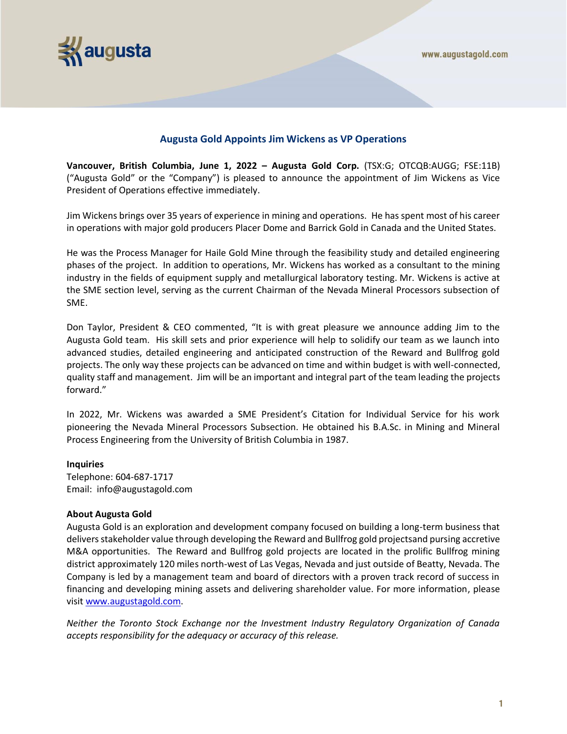# Augusta Gold Appoints Jim Wickens as VP Operations

**Vancouver, British Columbia, June 1, 2022 – Augusta Gold Corp.** (TSX:G; OTCQB:AUGG; FSE:11B) ("Augusta Gold" or the "Company") is pleased to announce the appointment of Jim Wickens as Vice President of Operations effective immediately.

Jim Wickens brings over 35 years of experience in mining and operations. He has spent most of his career in operations with major gold producers Placer Dome and Barrick Gold in Canada and the United States.

He was the Process Manager for Haile Gold Mine through the feasibility study and detailed engineering phases of the project. In addition to operations, Mr. Wickens has worked as a consultant to the mining industry in the fields of equipment supply and metallurgical laboratory testing. Mr. Wickens is active at the SME section level, serving as the current Chairman of the Nevada Mineral Processors subsection of SME.

Don Taylor, President & CEO commented, "It is with great pleasure we announce adding Jim to the Augusta Gold team. His skill sets and prior experience will help to solidify our team as we launch into advanced studies, detailed engineering and anticipated construction of the Reward and Bullfrog gold projects. The only way these projects can be advanced on time and within budget is with well-connected, quality staff and management. Jim will be an important and integral part of the team leading the projects forward."

In 2022, Mr. Wickens was awarded a SME President's Citation for Individual Service for his work pioneering the Nevada Mineral Processors Subsection. He obtained his B.A.Sc. in Mining and Mineral Process Engineering from the University of British Columbia in 1987.

**Inquiries**
Telephone: 604-687-1717
Email: info@augustagold.com

**About Augusta Gold**
Augusta Gold is an exploration and development company focused on building a long-term business that delivers stakeholder value through developing the Reward and Bullfrog gold projectsand pursing accretive M&A opportunities. The Reward and Bullfrog gold projects are located in the prolific Bullfrog mining district approximately 120 miles north-west of Las Vegas, Nevada and just outside of Beatty, Nevada. The Company is led by a management team and board of directors with a proven track record of success in financing and developing mining assets and delivering shareholder value. For more information, please visit [www.augustagold.com](www.augustagold.com).

*Neither the Toronto Stock Exchange nor the Investment Industry Regulatory Organization of Canada accepts responsibility for the adequacy or accuracy of this release.*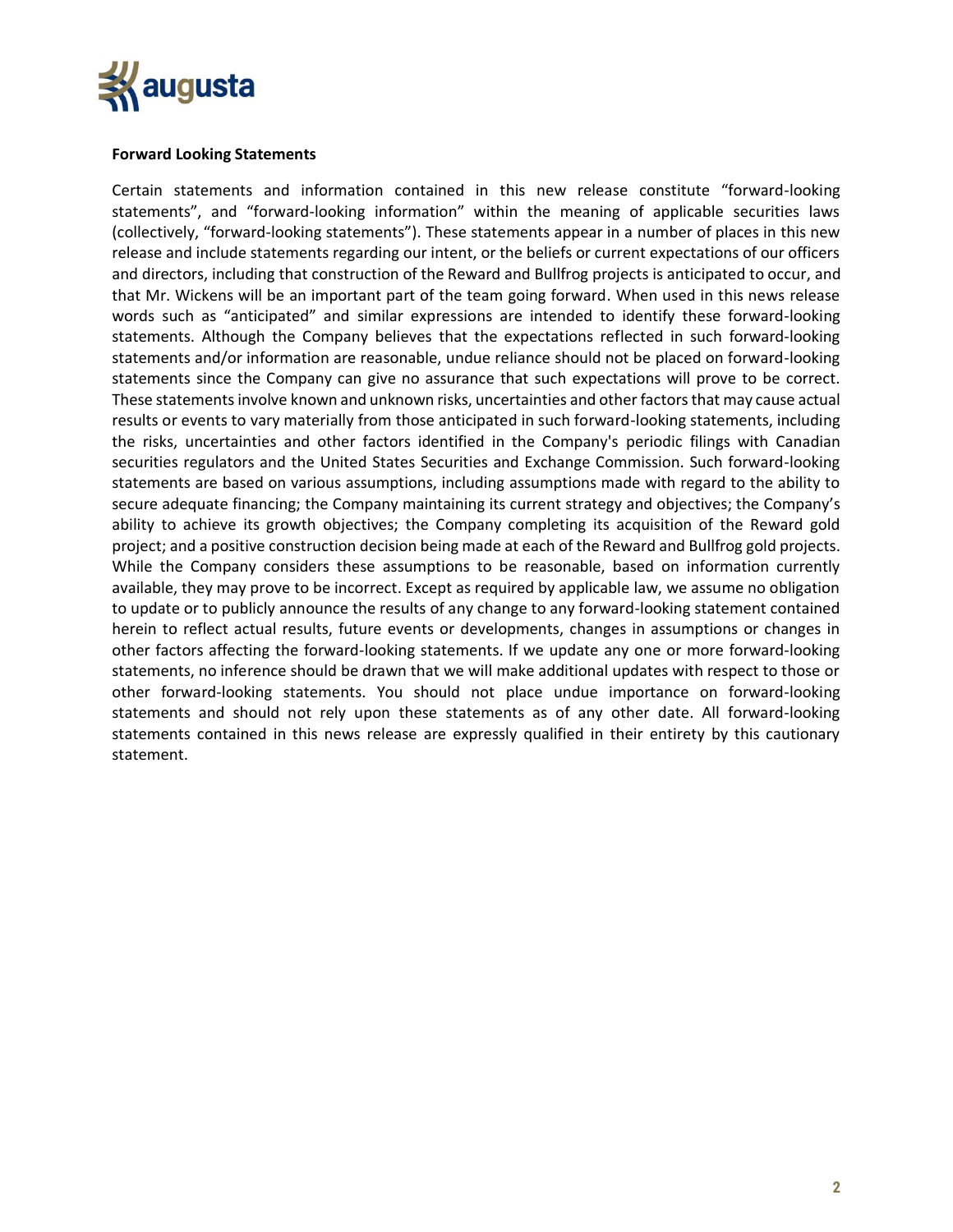**Forward Looking Statements**

Certain statements and information contained in this new release constitute "forward-looking statements", and "forward-looking information" within the meaning of applicable securities laws (collectively, "forward-looking statements"). These statements appear in a number of places in this new release and include statements regarding our intent, or the beliefs or current expectations of our officers and directors, including that construction of the Reward and Bullfrog projects is anticipated to occur, and that Mr. Wickens will be an important part of the team going forward. When used in this news release words such as "anticipated" and similar expressions are intended to identify these forward-looking statements. Although the Company believes that the expectations reflected in such forward-looking statements and/or information are reasonable, undue reliance should not be placed on forward-looking statements since the Company can give no assurance that such expectations will prove to be correct. These statements involve known and unknown risks, uncertainties and other factors that may cause actual results or events to vary materially from those anticipated in such forward-looking statements, including the risks, uncertainties and other factors identified in the Company's periodic filings with Canadian securities regulators and the United States Securities and Exchange Commission. Such forward-looking statements are based on various assumptions, including assumptions made with regard to the ability to secure adequate financing; the Company maintaining its current strategy and objectives; the Company's ability to achieve its growth objectives; the Company completing its acquisition of the Reward gold project; and a positive construction decision being made at each of the Reward and Bullfrog gold projects. While the Company considers these assumptions to be reasonable, based on information currently available, they may prove to be incorrect. Except as required by applicable law, we assume no obligation to update or to publicly announce the results of any change to any forward-looking statement contained herein to reflect actual results, future events or developments, changes in assumptions or changes in other factors affecting the forward-looking statements. If we update any one or more forward-looking statements, no inference should be drawn that we will make additional updates with respect to those or other forward-looking statements. You should not place undue importance on forward-looking statements and should not rely upon these statements as of any other date. All forward-looking statements contained in this news release are expressly qualified in their entirety by this cautionary statement.